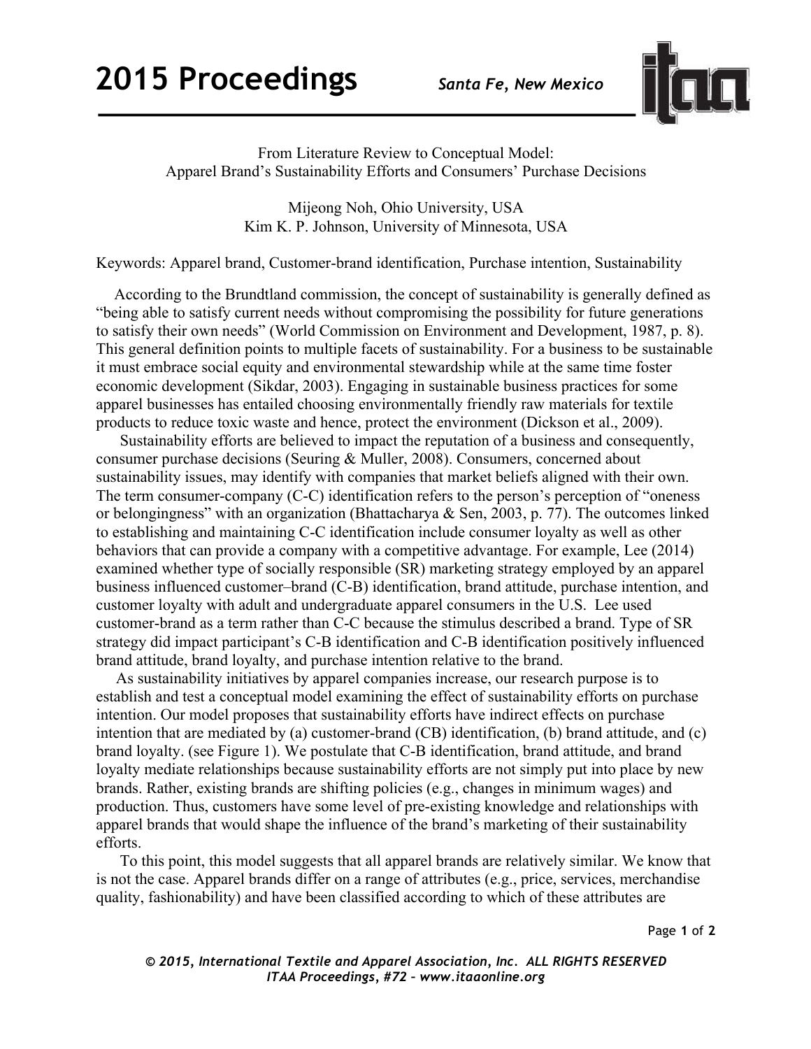From Literature Review to Conceptual Model:
Apparel Brand's Sustainability Efforts and Consumers' Purchase Decisions

Mijeong Noh, Ohio University, USA
Kim K. P. Johnson, University of Minnesota, USA

Keywords: Apparel brand, Customer-brand identification, Purchase intention, Sustainability

According to the Brundtland commission, the concept of sustainability is generally defined as "being able to satisfy current needs without compromising the possibility for future generations to satisfy their own needs" (World Commission on Environment and Development, 1987, p. 8). This general definition points to multiple facets of sustainability. For a business to be sustainable it must embrace social equity and environmental stewardship while at the same time foster economic development (Sikdar, 2003). Engaging in sustainable business practices for some apparel businesses has entailed choosing environmentally friendly raw materials for textile products to reduce toxic waste and hence, protect the environment (Dickson et al., 2009).

Sustainability efforts are believed to impact the reputation of a business and consequently, consumer purchase decisions (Seuring & Muller, 2008). Consumers, concerned about sustainability issues, may identify with companies that market beliefs aligned with their own. The term consumer-company (C-C) identification refers to the person's perception of "oneness or belongingness" with an organization (Bhattacharya & Sen, 2003, p. 77). The outcomes linked to establishing and maintaining C-C identification include consumer loyalty as well as other behaviors that can provide a company with a competitive advantage. For example, Lee (2014) examined whether type of socially responsible (SR) marketing strategy employed by an apparel business influenced customer–brand (C-B) identification, brand attitude, purchase intention, and customer loyalty with adult and undergraduate apparel consumers in the U.S. Lee used customer-brand as a term rather than C-C because the stimulus described a brand. Type of SR strategy did impact participant's C-B identification and C-B identification positively influenced brand attitude, brand loyalty, and purchase intention relative to the brand.

As sustainability initiatives by apparel companies increase, our research purpose is to establish and test a conceptual model examining the effect of sustainability efforts on purchase intention. Our model proposes that sustainability efforts have indirect effects on purchase intention that are mediated by (a) customer-brand (CB) identification, (b) brand attitude, and (c) brand loyalty. (see Figure 1). We postulate that C-B identification, brand attitude, and brand loyalty mediate relationships because sustainability efforts are not simply put into place by new brands. Rather, existing brands are shifting policies (e.g., changes in minimum wages) and production. Thus, customers have some level of pre-existing knowledge and relationships with apparel brands that would shape the influence of the brand's marketing of their sustainability efforts.

To this point, this model suggests that all apparel brands are relatively similar. We know that is not the case. Apparel brands differ on a range of attributes (e.g., price, services, merchandise quality, fashionability) and have been classified according to which of these attributes are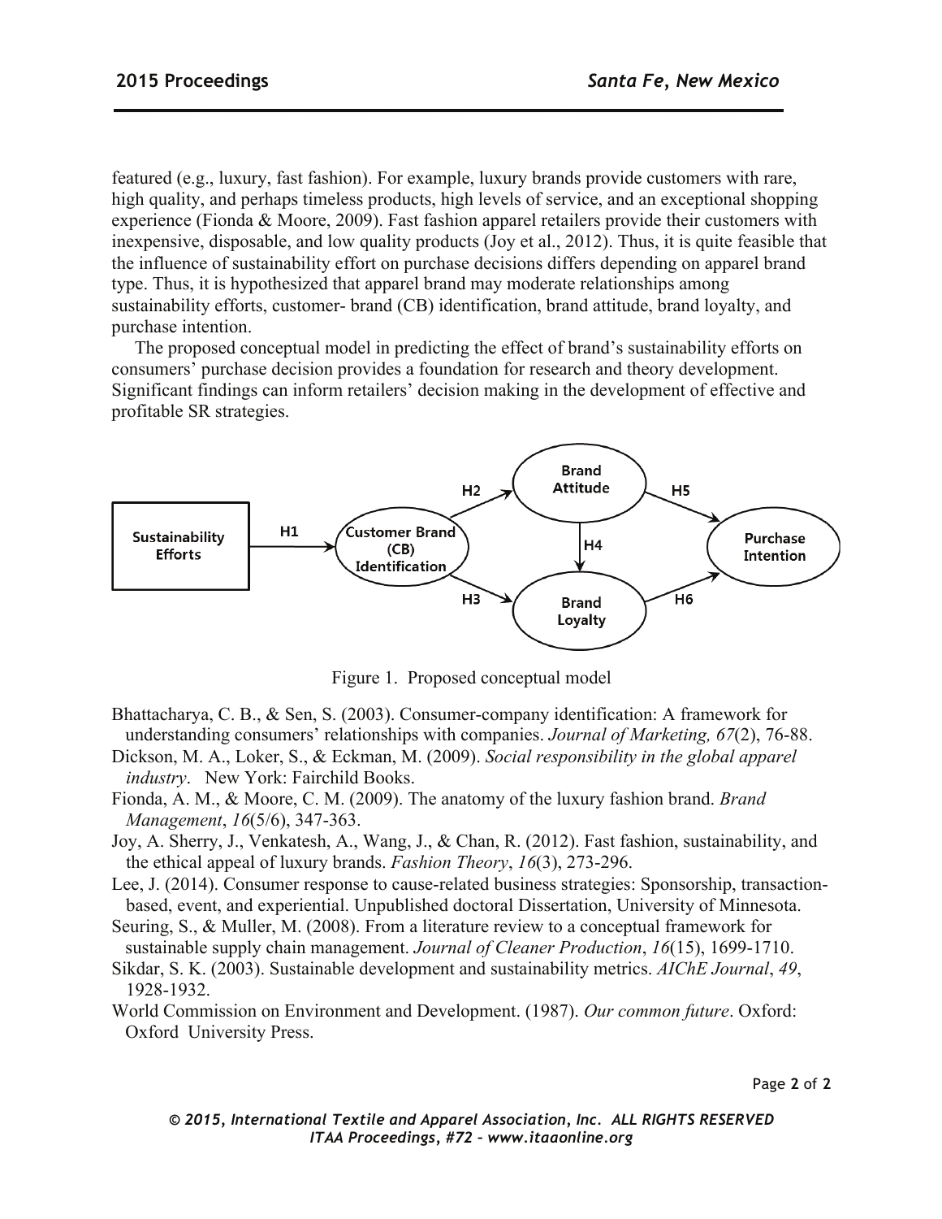featured (e.g., luxury, fast fashion). For example, luxury brands provide customers with rare, high quality, and perhaps timeless products, high levels of service, and an exceptional shopping experience (Fionda & Moore, 2009). Fast fashion apparel retailers provide their customers with inexpensive, disposable, and low quality products (Joy et al., 2012). Thus, it is quite feasible that the influence of sustainability effort on purchase decisions differs depending on apparel brand type. Thus, it is hypothesized that apparel brand may moderate relationships among sustainability efforts, customer- brand (CB) identification, brand attitude, brand loyalty, and purchase intention.

The proposed conceptual model in predicting the effect of brand's sustainability efforts on consumers' purchase decision provides a foundation for research and theory development. Significant findings can inform retailers' decision making in the development of effective and profitable SR strategies.

Sustainability Efforts

H1

Customer Brand (CB) Identification

H2

H3

Brand Attitude

H4

Brand Loyalty

H5

H6

Purchase Intention

Figure 1. Proposed conceptual model

Bhattacharya, C. B., & Sen, S. (2003). Consumer-company identification: A framework for understanding consumers' relationships with companies. *Journal of Marketing, 67*(2), 76-88.

Dickson, M. A., Loker, S., & Eckman, M. (2009). *Social responsibility in the global apparel industry*. New York: Fairchild Books.

Fionda, A. M., & Moore, C. M. (2009). The anatomy of the luxury fashion brand. *Brand Management*, *16*(5/6), 347-363.

Joy, A. Sherry, J., Venkatesh, A., Wang, J., & Chan, R. (2012). Fast fashion, sustainability, and the ethical appeal of luxury brands. *Fashion Theory*, *16*(3), 273-296.

Lee, J. (2014). Consumer response to cause-related business strategies: Sponsorship, transaction-based, event, and experiential. Unpublished doctoral Dissertation, University of Minnesota.

Seuring, S., & Muller, M. (2008). From a literature review to a conceptual framework for sustainable supply chain management. *Journal of Cleaner Production*, *16*(15), 1699-1710.

Sikdar, S. K. (2003). Sustainable development and sustainability metrics. *AIChE Journal*, *49*, 1928-1932.

World Commission on Environment and Development. (1987). *Our common future*. Oxford: Oxford University Press.